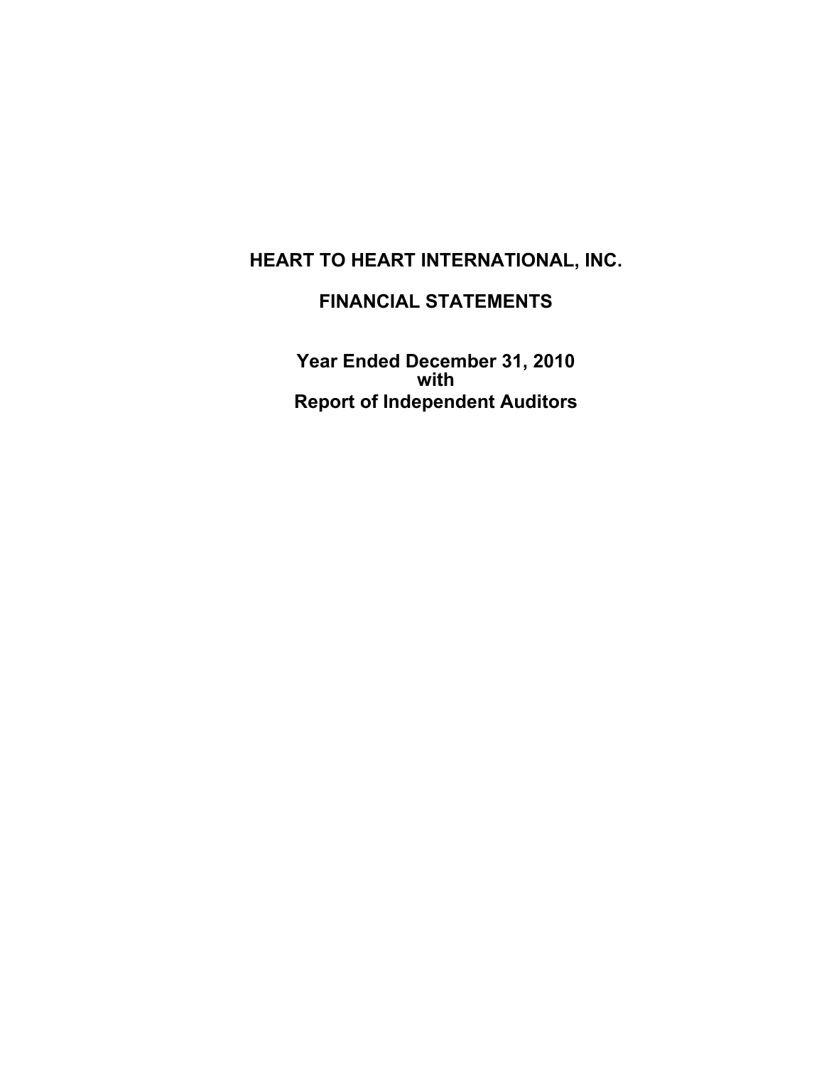# HEART TO HEART INTERNATIONAL, INC.

## FINANCIAL STATEMENTS

### Year Ended December 31, 2010
### with
### Report of Independent Auditors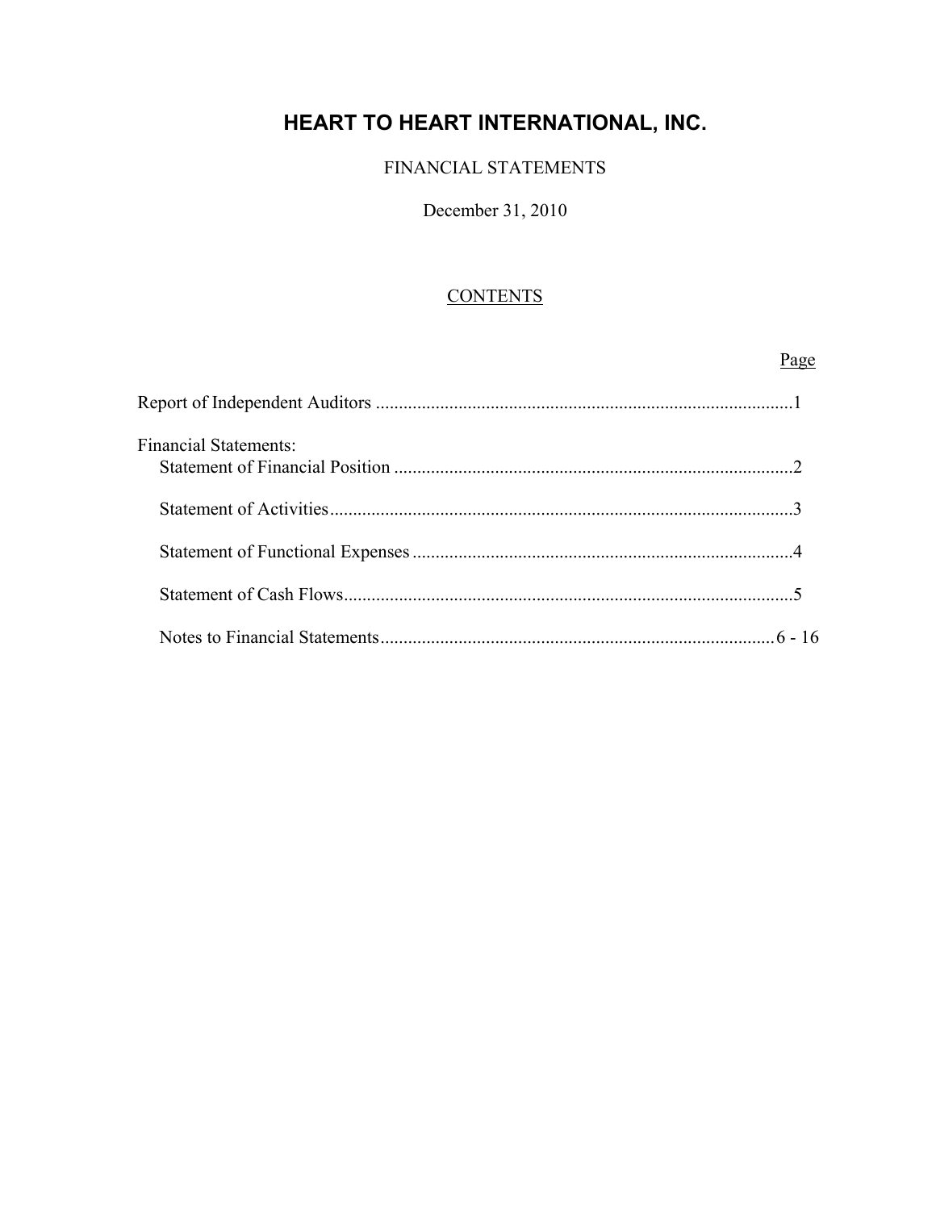# HEART TO HEART INTERNATIONAL, INC.

FINANCIAL STATEMENTS

December 31, 2010

CONTENTS

| | Page |
|---|---|
| Report of Independent Auditors | 1 |
| Financial Statements: | |
| Statement of Financial Position | 2 |
| Statement of Activities | 3 |
| Statement of Functional Expenses | 4 |
| Statement of Cash Flows | 5 |
| Notes to Financial Statements | 6 - 16 |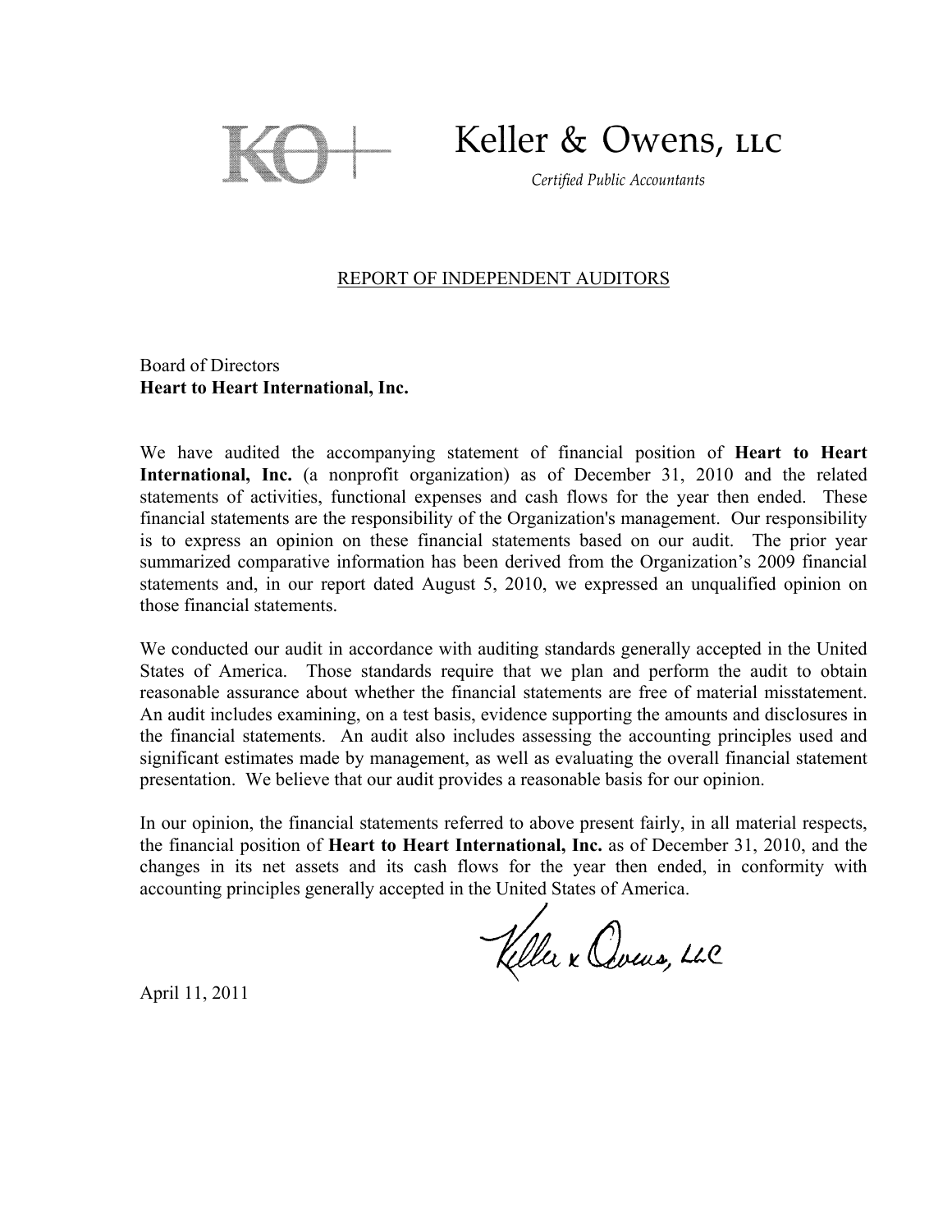Keller & Owens, LLC

*Certified Public Accountants*

## REPORT OF INDEPENDENT AUDITORS

Board of Directors
**Heart to Heart International, Inc.**

We have audited the accompanying statement of financial position of **Heart to Heart International, Inc.** (a nonprofit organization) as of December 31, 2010 and the related statements of activities, functional expenses and cash flows for the year then ended. These financial statements are the responsibility of the Organization's management. Our responsibility is to express an opinion on these financial statements based on our audit. The prior year summarized comparative information has been derived from the Organization's 2009 financial statements and, in our report dated August 5, 2010, we expressed an unqualified opinion on those financial statements.

We conducted our audit in accordance with auditing standards generally accepted in the United States of America. Those standards require that we plan and perform the audit to obtain reasonable assurance about whether the financial statements are free of material misstatement. An audit includes examining, on a test basis, evidence supporting the amounts and disclosures in the financial statements. An audit also includes assessing the accounting principles used and significant estimates made by management, as well as evaluating the overall financial statement presentation. We believe that our audit provides a reasonable basis for our opinion.

In our opinion, the financial statements referred to above present fairly, in all material respects, the financial position of **Heart to Heart International, Inc.** as of December 31, 2010, and the changes in its net assets and its cash flows for the year then ended, in conformity with accounting principles generally accepted in the United States of America.

Keller & Owens, LLC

April 11, 2011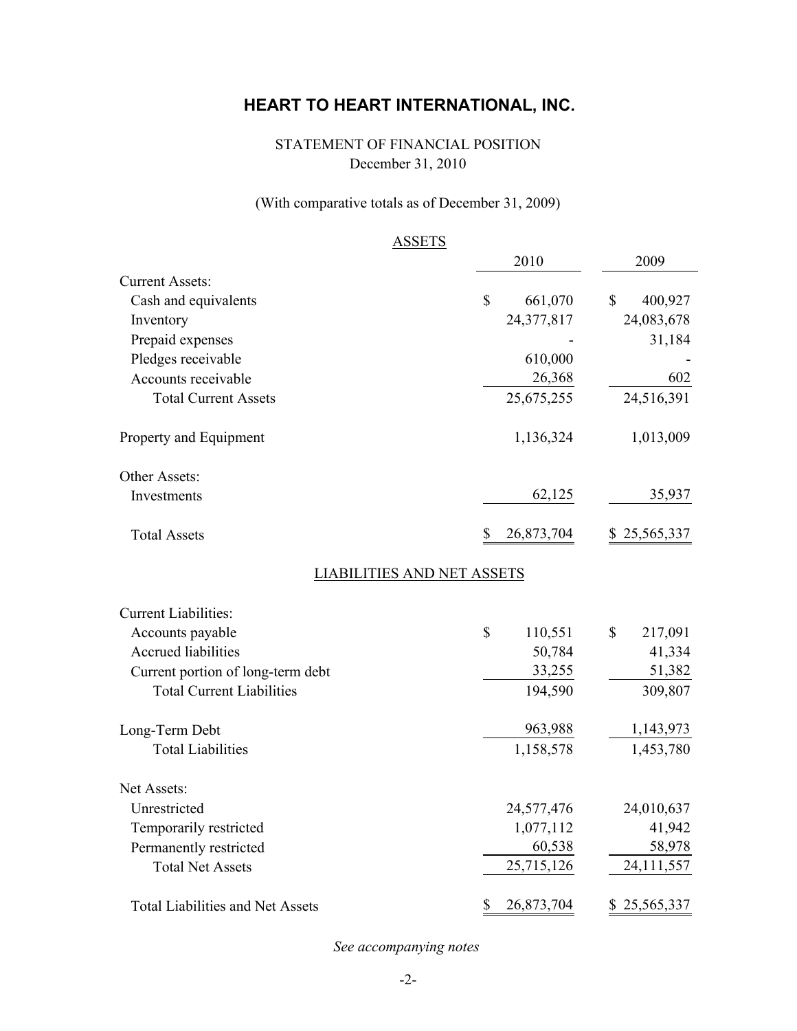# HEART TO HEART INTERNATIONAL, INC.

STATEMENT OF FINANCIAL POSITION
December 31, 2010

(With comparative totals as of December 31, 2009)

## ASSETS

| | 2010 | 2009 |
|---|---|---|
| Current Assets: | | |
| Cash and equivalents | $ 661,070 | $ 400,927 |
| Inventory | 24,377,817 | 24,083,678 |
| Prepaid expenses | - | 31,184 |
| Pledges receivable | 610,000 | - |
| Accounts receivable | 26,368 | 602 |
| Total Current Assets | 25,675,255 | 24,516,391 |
| Property and Equipment | 1,136,324 | 1,013,009 |
| Other Assets: | | |
| Investments | 62,125 | 35,937 |
| Total Assets | $ 26,873,704 | $ 25,565,337 |

## LIABILITIES AND NET ASSETS

| | 2010 | 2009 |
|---|---|---|
| Current Liabilities: | | |
| Accounts payable | $ 110,551 | $ 217,091 |
| Accrued liabilities | 50,784 | 41,334 |
| Current portion of long-term debt | 33,255 | 51,382 |
| Total Current Liabilities | 194,590 | 309,807 |
| Long-Term Debt | 963,988 | 1,143,973 |
| Total Liabilities | 1,158,578 | 1,453,780 |
| Net Assets: | | |
| Unrestricted | 24,577,476 | 24,010,637 |
| Temporarily restricted | 1,077,112 | 41,942 |
| Permanently restricted | 60,538 | 58,978 |
| Total Net Assets | 25,715,126 | 24,111,557 |
| Total Liabilities and Net Assets | $ 26,873,704 | $ 25,565,337 |

*See accompanying notes*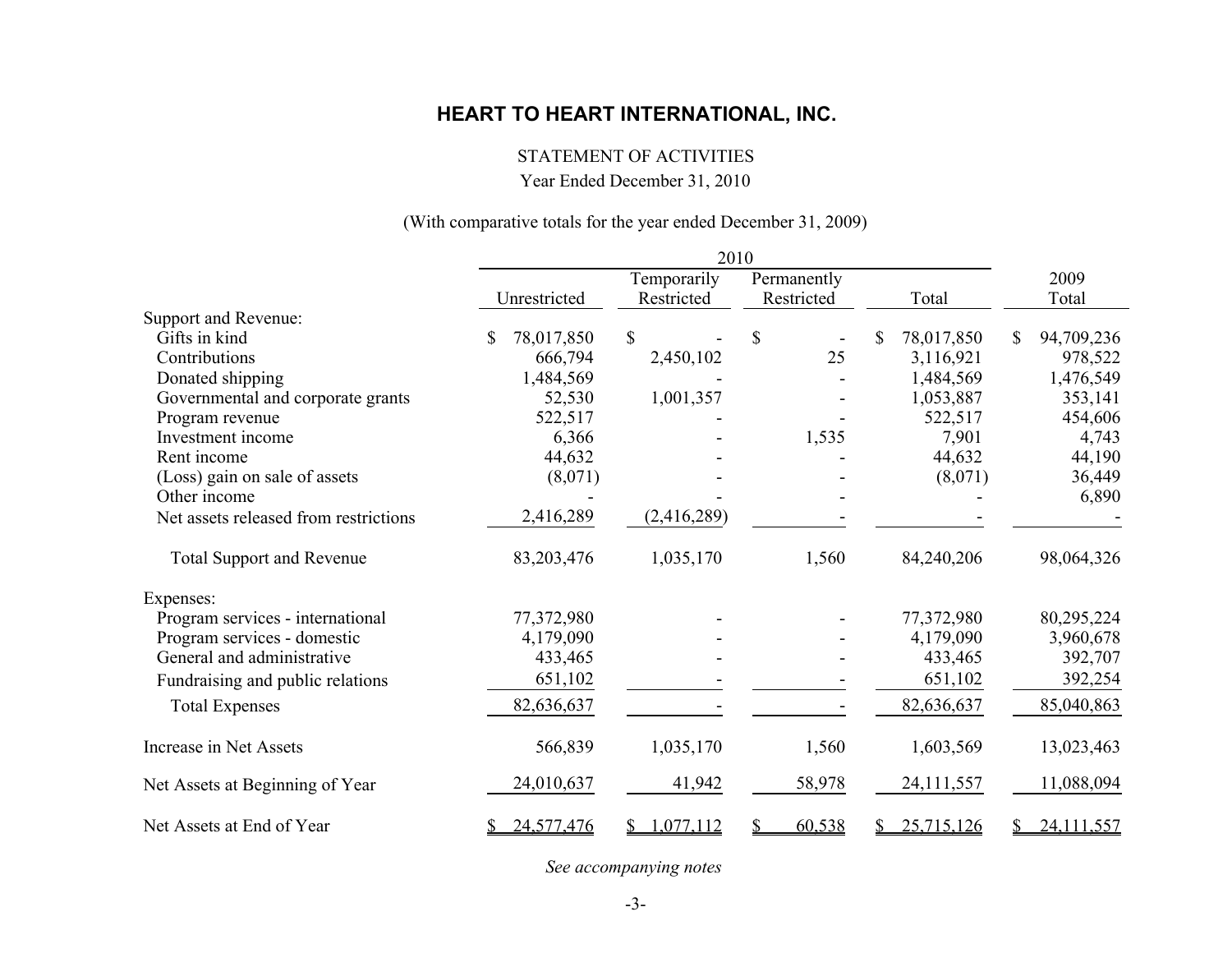# HEART TO HEART INTERNATIONAL, INC.

STATEMENT OF ACTIVITIES

Year Ended December 31, 2010

(With comparative totals for the year ended December 31, 2009)

| | 2010 | | | | 2009 |
|---|---|---|---|---|---|
| | Unrestricted | Temporarily Restricted | Permanently Restricted | Total | 2009 Total |
| Support and Revenue: | | | | | |
| Gifts in kind | $ 78,017,850 | $ - | $ - | $ 78,017,850 | $ 94,709,236 |
| Contributions | 666,794 | 2,450,102 | 25 | 3,116,921 | 978,522 |
| Donated shipping | 1,484,569 | - | - | 1,484,569 | 1,476,549 |
| Governmental and corporate grants | 52,530 | 1,001,357 | - | 1,053,887 | 353,141 |
| Program revenue | 522,517 | - | - | 522,517 | 454,606 |
| Investment income | 6,366 | - | 1,535 | 7,901 | 4,743 |
| Rent income | 44,632 | - | - | 44,632 | 44,190 |
| (Loss) gain on sale of assets | (8,071) | - | - | (8,071) | 36,449 |
| Other income | - | - | - | - | 6,890 |
| Net assets released from restrictions | 2,416,289 | (2,416,289) | - | - | - |
| Total Support and Revenue | 83,203,476 | 1,035,170 | 1,560 | 84,240,206 | 98,064,326 |
| Expenses: | | | | | |
| Program services - international | 77,372,980 | - | - | 77,372,980 | 80,295,224 |
| Program services - domestic | 4,179,090 | - | - | 4,179,090 | 3,960,678 |
| General and administrative | 433,465 | - | - | 433,465 | 392,707 |
| Fundraising and public relations | 651,102 | - | - | 651,102 | 392,254 |
| Total Expenses | 82,636,637 | - | - | 82,636,637 | 85,040,863 |
| Increase in Net Assets | 566,839 | 1,035,170 | 1,560 | 1,603,569 | 13,023,463 |
| Net Assets at Beginning of Year | 24,010,637 | 41,942 | 58,978 | 24,111,557 | 11,088,094 |
| Net Assets at End of Year | $ 24,577,476 | $ 1,077,112 | $ 60,538 | $ 25,715,126 | $ 24,111,557 |

*See accompanying notes*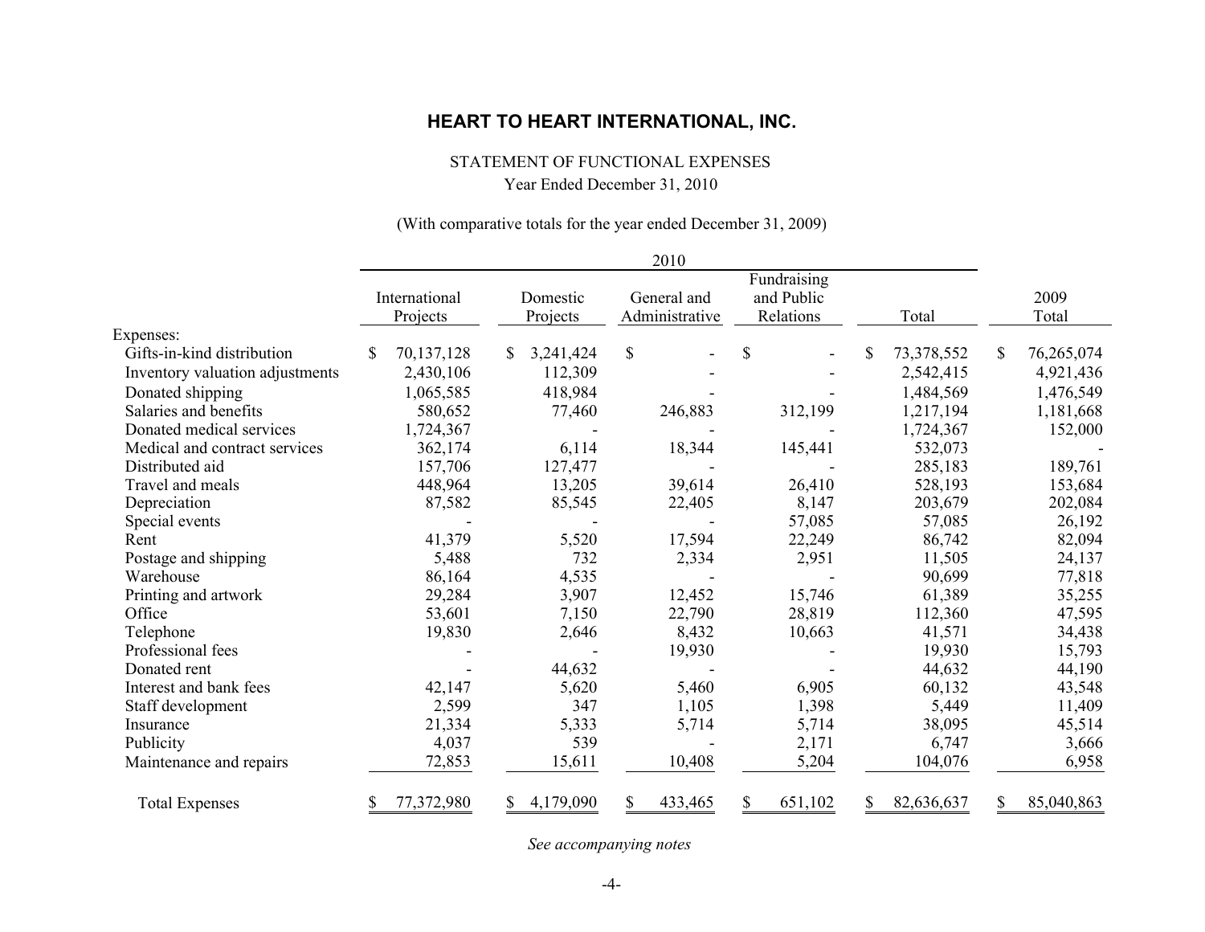# HEART TO HEART INTERNATIONAL, INC.

STATEMENT OF FUNCTIONAL EXPENSES

Year Ended December 31, 2010

(With comparative totals for the year ended December 31, 2009)

| | 2010 | | | | | |
|---|---|---|---|---|---|---|
| | International Projects | Domestic Projects | General and Administrative | Fundraising and Public Relations | Total | 2009 Total |
| Expenses: | | | | | | |
| Gifts-in-kind distribution | $ 70,137,128 | $ 3,241,424 | $ - | $ - | $ 73,378,552 | $ 76,265,074 |
| Inventory valuation adjustments | 2,430,106 | 112,309 | - | - | 2,542,415 | 4,921,436 |
| Donated shipping | 1,065,585 | 418,984 | - | - | 1,484,569 | 1,476,549 |
| Salaries and benefits | 580,652 | 77,460 | 246,883 | 312,199 | 1,217,194 | 1,181,668 |
| Donated medical services | 1,724,367 | - | - | - | 1,724,367 | 152,000 |
| Medical and contract services | 362,174 | 6,114 | 18,344 | 145,441 | 532,073 | - |
| Distributed aid | 157,706 | 127,477 | - | - | 285,183 | 189,761 |
| Travel and meals | 448,964 | 13,205 | 39,614 | 26,410 | 528,193 | 153,684 |
| Depreciation | 87,582 | 85,545 | 22,405 | 8,147 | 203,679 | 202,084 |
| Special events | - | - | - | 57,085 | 57,085 | 26,192 |
| Rent | 41,379 | 5,520 | 17,594 | 22,249 | 86,742 | 82,094 |
| Postage and shipping | 5,488 | 732 | 2,334 | 2,951 | 11,505 | 24,137 |
| Warehouse | 86,164 | 4,535 | - | - | 90,699 | 77,818 |
| Printing and artwork | 29,284 | 3,907 | 12,452 | 15,746 | 61,389 | 35,255 |
| Office | 53,601 | 7,150 | 22,790 | 28,819 | 112,360 | 47,595 |
| Telephone | 19,830 | 2,646 | 8,432 | 10,663 | 41,571 | 34,438 |
| Professional fees | - | - | 19,930 | - | 19,930 | 15,793 |
| Donated rent | - | 44,632 | - | - | 44,632 | 44,190 |
| Interest and bank fees | 42,147 | 5,620 | 5,460 | 6,905 | 60,132 | 43,548 |
| Staff development | 2,599 | 347 | 1,105 | 1,398 | 5,449 | 11,409 |
| Insurance | 21,334 | 5,333 | 5,714 | 5,714 | 38,095 | 45,514 |
| Publicity | 4,037 | 539 | - | 2,171 | 6,747 | 3,666 |
| Maintenance and repairs | 72,853 | 15,611 | 10,408 | 5,204 | 104,076 | 6,958 |
| Total Expenses | $ 77,372,980 | $ 4,179,090 | $ 433,465 | $ 651,102 | $ 82,636,637 | $ 85,040,863 |

*See accompanying notes*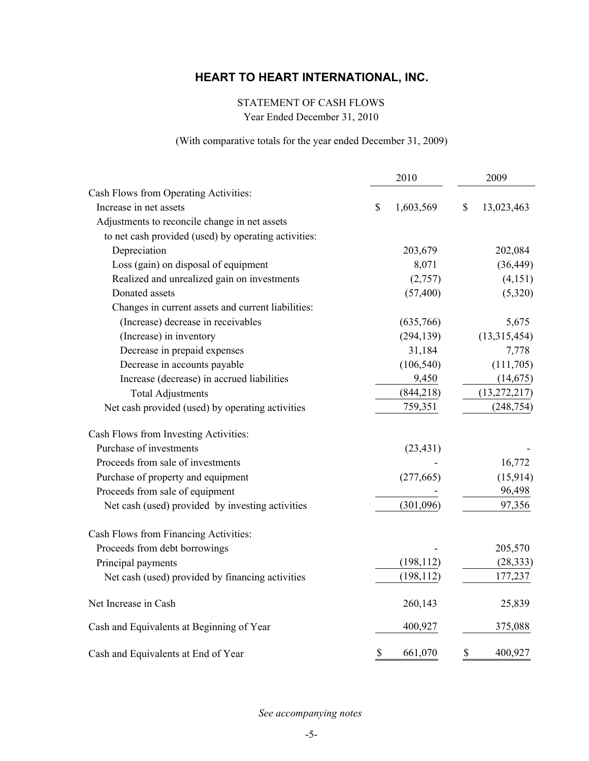# HEART TO HEART INTERNATIONAL, INC.

STATEMENT OF CASH FLOWS
Year Ended December 31, 2010

(With comparative totals for the year ended December 31, 2009)

| | 2010 | 2009 |
|---|---|---|
| Cash Flows from Operating Activities: | | |
| Increase in net assets | $ 1,603,569 | $ 13,023,463 |
| Adjustments to reconcile change in net assets to net cash provided (used) by operating activities: | | |
| Depreciation | 203,679 | 202,084 |
| Loss (gain) on disposal of equipment | 8,071 | (36,449) |
| Realized and unrealized gain on investments | (2,757) | (4,151) |
| Donated assets | (57,400) | (5,320) |
| Changes in current assets and current liabilities: | | |
| (Increase) decrease in receivables | (635,766) | 5,675 |
| (Increase) in inventory | (294,139) | (13,315,454) |
| Decrease in prepaid expenses | 31,184 | 7,778 |
| Decrease in accounts payable | (106,540) | (111,705) |
| Increase (decrease) in accrued liabilities | 9,450 | (14,675) |
| Total Adjustments | (844,218) | (13,272,217) |
| Net cash provided (used) by operating activities | 759,351 | (248,754) |
| Cash Flows from Investing Activities: | | |
| Purchase of investments | (23,431) | - |
| Proceeds from sale of investments | - | 16,772 |
| Purchase of property and equipment | (277,665) | (15,914) |
| Proceeds from sale of equipment | - | 96,498 |
| Net cash (used) provided by investing activities | (301,096) | 97,356 |
| Cash Flows from Financing Activities: | | |
| Proceeds from debt borrowings | - | 205,570 |
| Principal payments | (198,112) | (28,333) |
| Net cash (used) provided by financing activities | (198,112) | 177,237 |
| Net Increase in Cash | 260,143 | 25,839 |
| Cash and Equivalents at Beginning of Year | 400,927 | 375,088 |
| Cash and Equivalents at End of Year | $ 661,070 | $ 400,927 |

*See accompanying notes*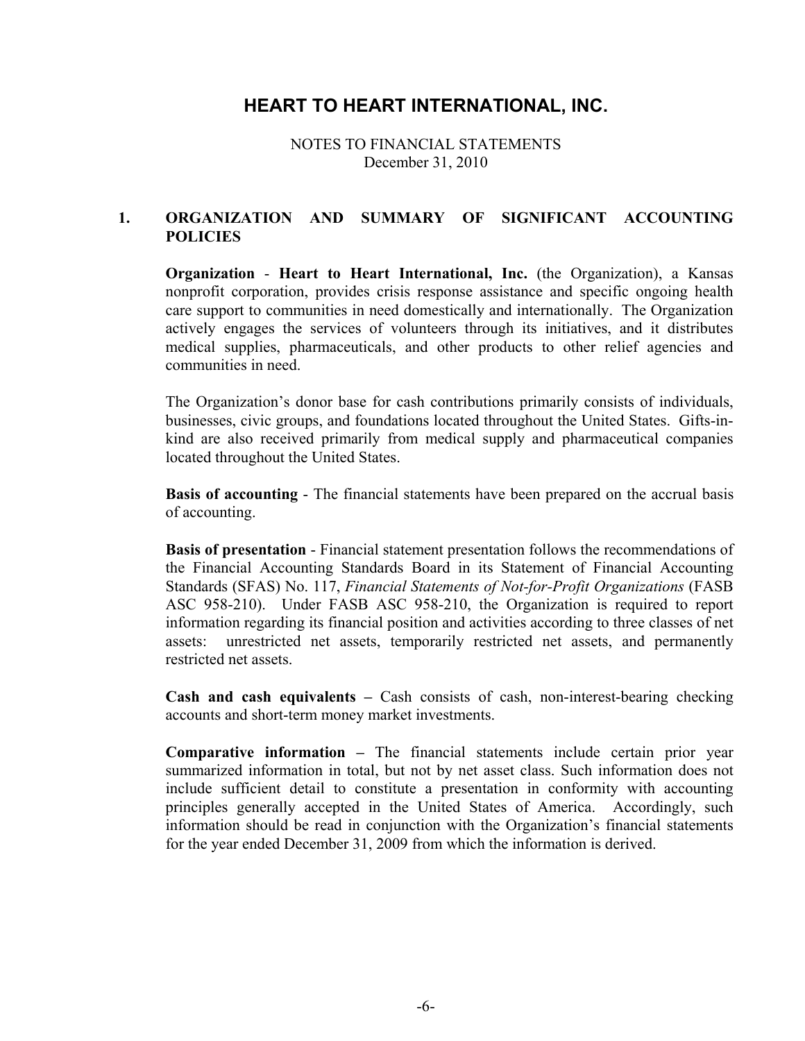# HEART TO HEART INTERNATIONAL, INC.

NOTES TO FINANCIAL STATEMENTS
December 31, 2010

## 1. ORGANIZATION AND SUMMARY OF SIGNIFICANT ACCOUNTING POLICIES

**Organization** - **Heart to Heart International, Inc.** (the Organization), a Kansas nonprofit corporation, provides crisis response assistance and specific ongoing health care support to communities in need domestically and internationally. The Organization actively engages the services of volunteers through its initiatives, and it distributes medical supplies, pharmaceuticals, and other products to other relief agencies and communities in need.

The Organization's donor base for cash contributions primarily consists of individuals, businesses, civic groups, and foundations located throughout the United States. Gifts-in-kind are also received primarily from medical supply and pharmaceutical companies located throughout the United States.

**Basis of accounting** - The financial statements have been prepared on the accrual basis of accounting.

**Basis of presentation** - Financial statement presentation follows the recommendations of the Financial Accounting Standards Board in its Statement of Financial Accounting Standards (SFAS) No. 117, *Financial Statements of Not-for-Profit Organizations* (FASB ASC 958-210). Under FASB ASC 958-210, the Organization is required to report information regarding its financial position and activities according to three classes of net assets: unrestricted net assets, temporarily restricted net assets, and permanently restricted net assets.

**Cash and cash equivalents –** Cash consists of cash, non-interest-bearing checking accounts and short-term money market investments.

**Comparative information –** The financial statements include certain prior year summarized information in total, but not by net asset class. Such information does not include sufficient detail to constitute a presentation in conformity with accounting principles generally accepted in the United States of America. Accordingly, such information should be read in conjunction with the Organization's financial statements for the year ended December 31, 2009 from which the information is derived.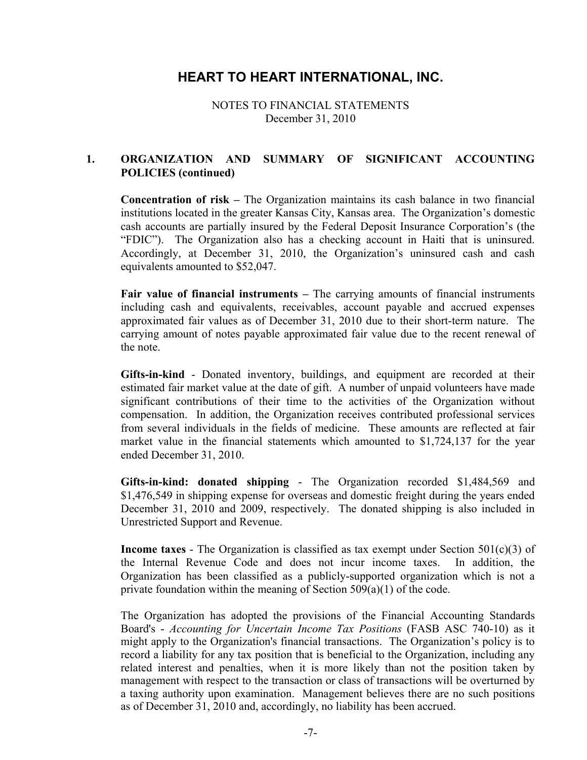# HEART TO HEART INTERNATIONAL, INC.

NOTES TO FINANCIAL STATEMENTS
December 31, 2010

## 1. ORGANIZATION AND SUMMARY OF SIGNIFICANT ACCOUNTING POLICIES (continued)

**Concentration of risk –** The Organization maintains its cash balance in two financial institutions located in the greater Kansas City, Kansas area. The Organization's domestic cash accounts are partially insured by the Federal Deposit Insurance Corporation's (the "FDIC"). The Organization also has a checking account in Haiti that is uninsured. Accordingly, at December 31, 2010, the Organization's uninsured cash and cash equivalents amounted to $52,047.

**Fair value of financial instruments –** The carrying amounts of financial instruments including cash and equivalents, receivables, account payable and accrued expenses approximated fair values as of December 31, 2010 due to their short-term nature. The carrying amount of notes payable approximated fair value due to the recent renewal of the note.

**Gifts-in-kind** - Donated inventory, buildings, and equipment are recorded at their estimated fair market value at the date of gift. A number of unpaid volunteers have made significant contributions of their time to the activities of the Organization without compensation. In addition, the Organization receives contributed professional services from several individuals in the fields of medicine. These amounts are reflected at fair market value in the financial statements which amounted to $1,724,137 for the year ended December 31, 2010.

**Gifts-in-kind: donated shipping** - The Organization recorded $1,484,569 and $1,476,549 in shipping expense for overseas and domestic freight during the years ended December 31, 2010 and 2009, respectively. The donated shipping is also included in Unrestricted Support and Revenue.

**Income taxes** - The Organization is classified as tax exempt under Section 501(c)(3) of the Internal Revenue Code and does not incur income taxes. In addition, the Organization has been classified as a publicly-supported organization which is not a private foundation within the meaning of Section 509(a)(1) of the code.

The Organization has adopted the provisions of the Financial Accounting Standards Board's - *Accounting for Uncertain Income Tax Positions* (FASB ASC 740-10) as it might apply to the Organization's financial transactions. The Organization's policy is to record a liability for any tax position that is beneficial to the Organization, including any related interest and penalties, when it is more likely than not the position taken by management with respect to the transaction or class of transactions will be overturned by a taxing authority upon examination. Management believes there are no such positions as of December 31, 2010 and, accordingly, no liability has been accrued.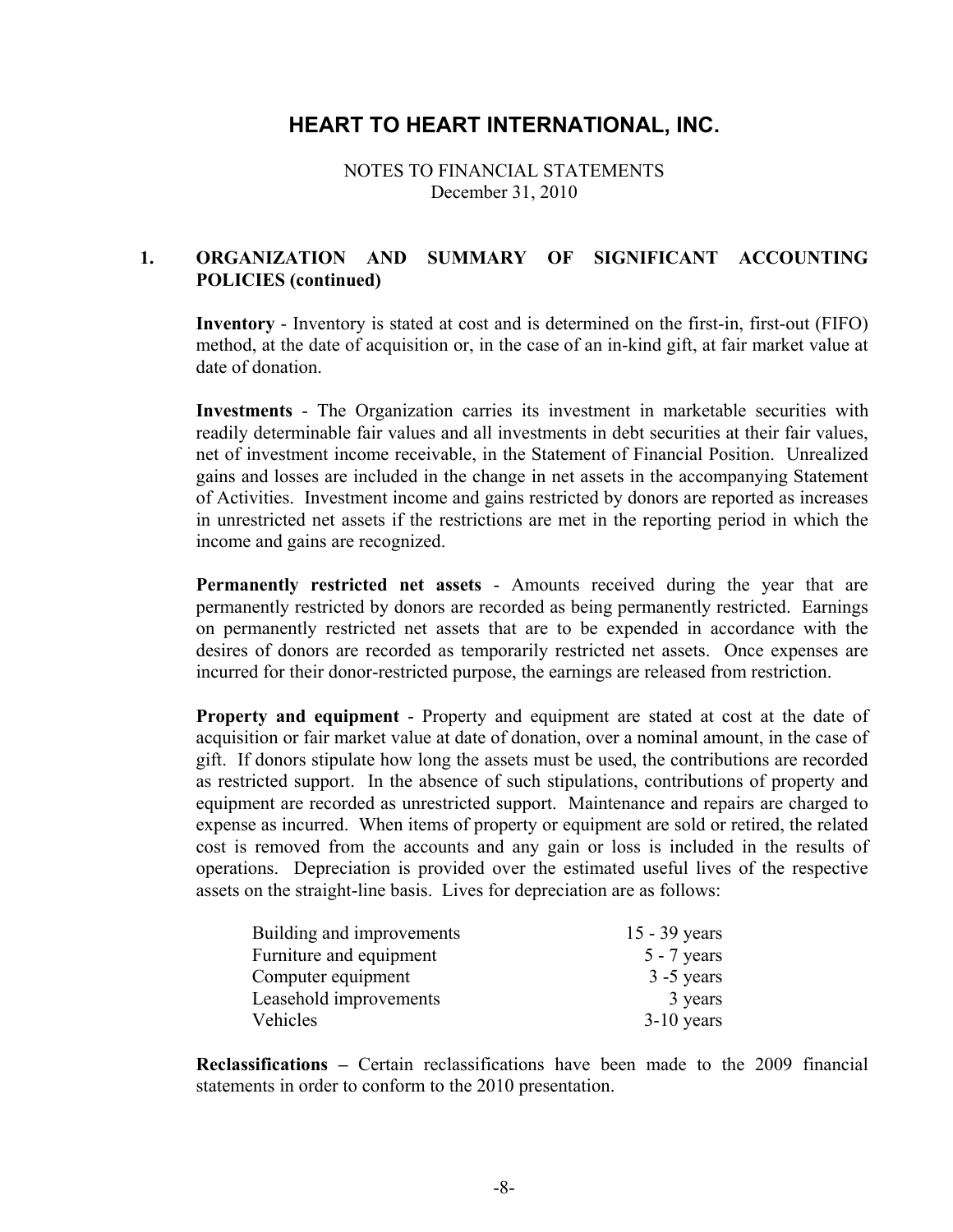# HEART TO HEART INTERNATIONAL, INC.

NOTES TO FINANCIAL STATEMENTS
December 31, 2010

## 1. ORGANIZATION AND SUMMARY OF SIGNIFICANT ACCOUNTING POLICIES (continued)

**Inventory** - Inventory is stated at cost and is determined on the first-in, first-out (FIFO) method, at the date of acquisition or, in the case of an in-kind gift, at fair market value at date of donation.

**Investments** - The Organization carries its investment in marketable securities with readily determinable fair values and all investments in debt securities at their fair values, net of investment income receivable, in the Statement of Financial Position. Unrealized gains and losses are included in the change in net assets in the accompanying Statement of Activities. Investment income and gains restricted by donors are reported as increases in unrestricted net assets if the restrictions are met in the reporting period in which the income and gains are recognized.

**Permanently restricted net assets** - Amounts received during the year that are permanently restricted by donors are recorded as being permanently restricted. Earnings on permanently restricted net assets that are to be expended in accordance with the desires of donors are recorded as temporarily restricted net assets. Once expenses are incurred for their donor-restricted purpose, the earnings are released from restriction.

**Property and equipment** - Property and equipment are stated at cost at the date of acquisition or fair market value at date of donation, over a nominal amount, in the case of gift. If donors stipulate how long the assets must be used, the contributions are recorded as restricted support. In the absence of such stipulations, contributions of property and equipment are recorded as unrestricted support. Maintenance and repairs are charged to expense as incurred. When items of property or equipment are sold or retired, the related cost is removed from the accounts and any gain or loss is included in the results of operations. Depreciation is provided over the estimated useful lives of the respective assets on the straight-line basis. Lives for depreciation are as follows:

| | |
|---|---|
| Building and improvements | 15 - 39 years |
| Furniture and equipment | 5 - 7 years |
| Computer equipment | 3 -5 years |
| Leasehold improvements | 3 years |
| Vehicles | 3-10 years |

**Reclassifications –** Certain reclassifications have been made to the 2009 financial statements in order to conform to the 2010 presentation.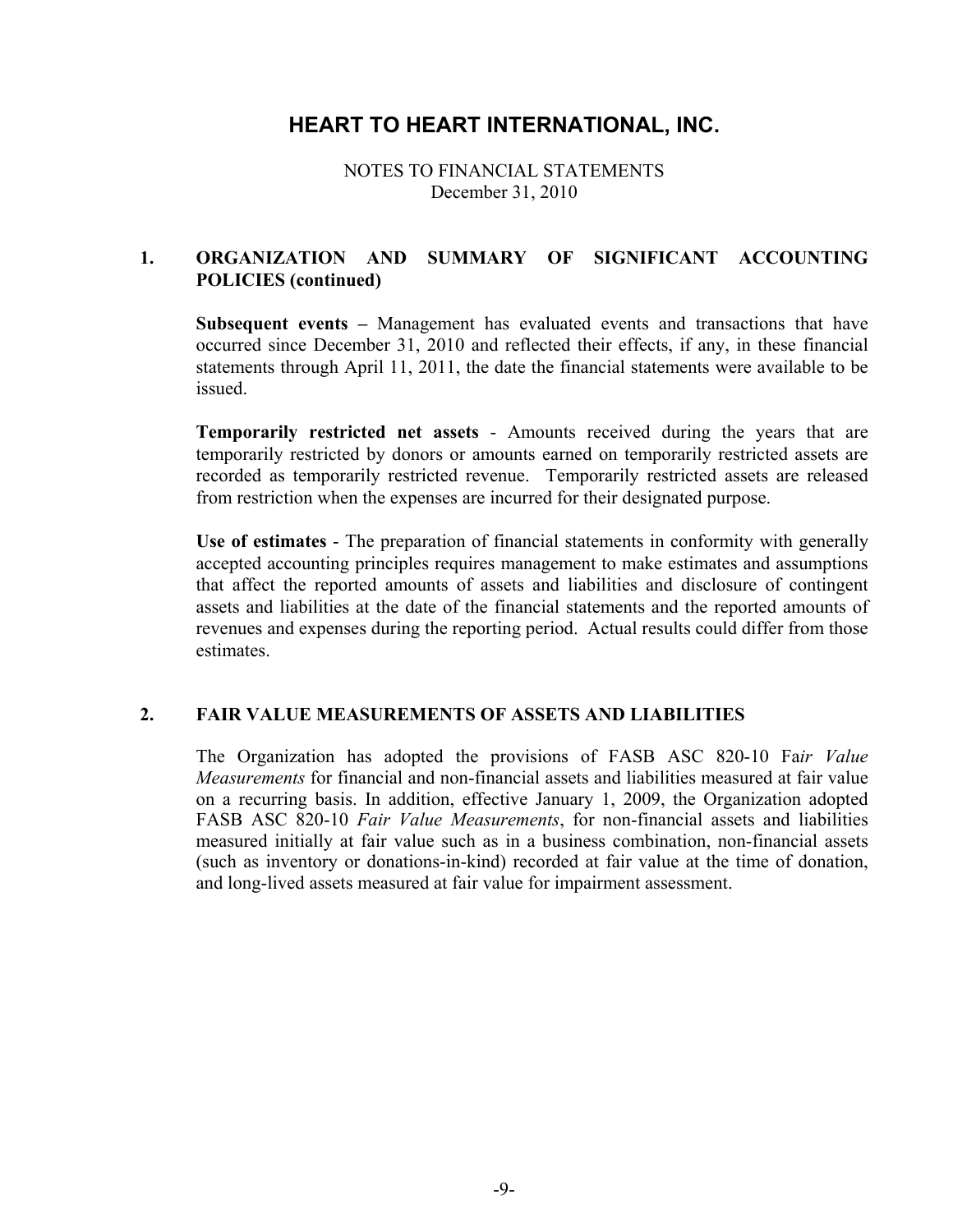# HEART TO HEART INTERNATIONAL, INC.

NOTES TO FINANCIAL STATEMENTS
December 31, 2010

## 1. ORGANIZATION AND SUMMARY OF SIGNIFICANT ACCOUNTING POLICIES (continued)

**Subsequent events –** Management has evaluated events and transactions that have occurred since December 31, 2010 and reflected their effects, if any, in these financial statements through April 11, 2011, the date the financial statements were available to be issued.

**Temporarily restricted net assets** - Amounts received during the years that are temporarily restricted by donors or amounts earned on temporarily restricted assets are recorded as temporarily restricted revenue. Temporarily restricted assets are released from restriction when the expenses are incurred for their designated purpose.

**Use of estimates** - The preparation of financial statements in conformity with generally accepted accounting principles requires management to make estimates and assumptions that affect the reported amounts of assets and liabilities and disclosure of contingent assets and liabilities at the date of the financial statements and the reported amounts of revenues and expenses during the reporting period. Actual results could differ from those estimates.

## 2. FAIR VALUE MEASUREMENTS OF ASSETS AND LIABILITIES

The Organization has adopted the provisions of FASB ASC 820-10 Fa*ir Value Measurements* for financial and non-financial assets and liabilities measured at fair value on a recurring basis. In addition, effective January 1, 2009, the Organization adopted FASB ASC 820-10 *Fair Value Measurements*, for non-financial assets and liabilities measured initially at fair value such as in a business combination, non-financial assets (such as inventory or donations-in-kind) recorded at fair value at the time of donation, and long-lived assets measured at fair value for impairment assessment.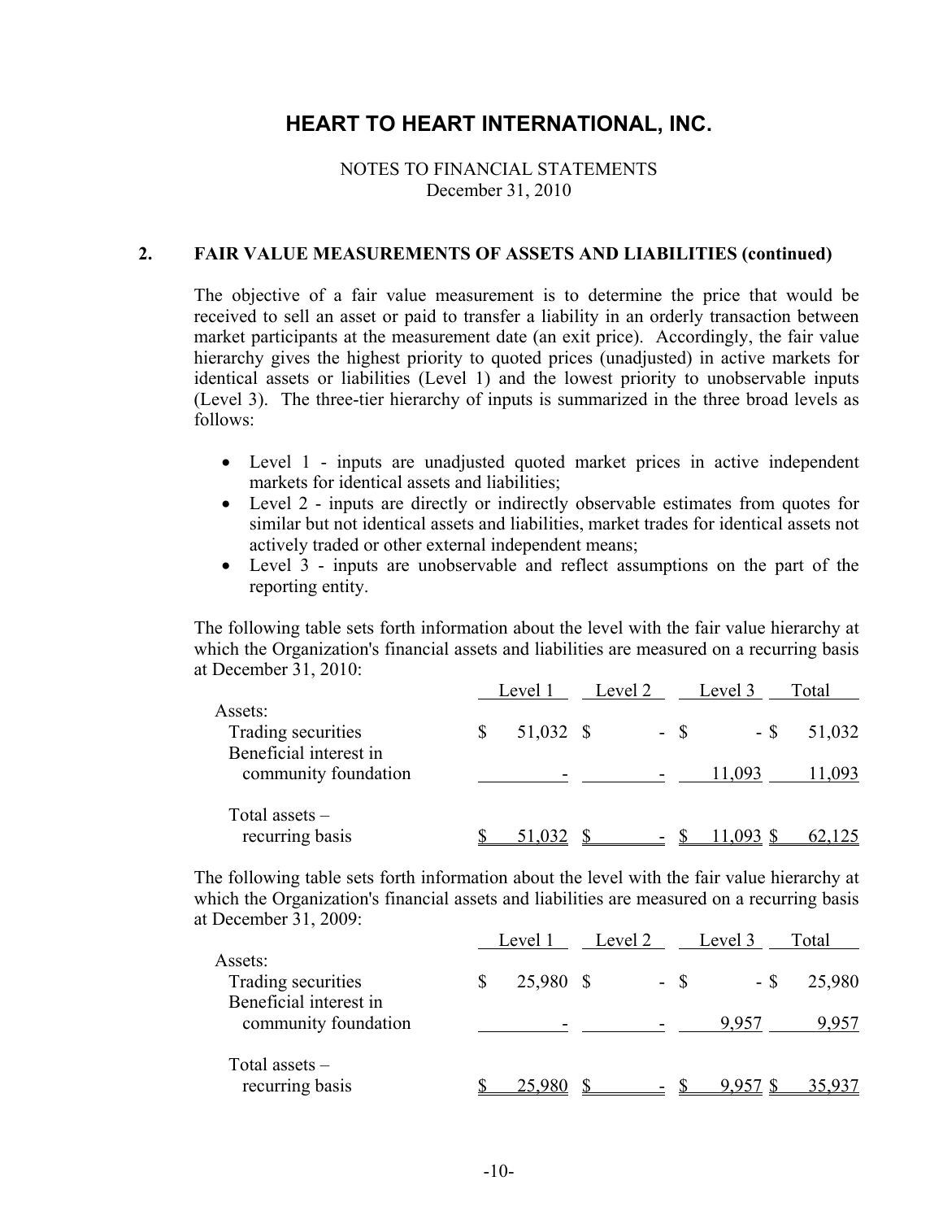# HEART TO HEART INTERNATIONAL, INC.

NOTES TO FINANCIAL STATEMENTS
December 31, 2010

## 2. FAIR VALUE MEASUREMENTS OF ASSETS AND LIABILITIES (continued)

The objective of a fair value measurement is to determine the price that would be received to sell an asset or paid to transfer a liability in an orderly transaction between market participants at the measurement date (an exit price). Accordingly, the fair value hierarchy gives the highest priority to quoted prices (unadjusted) in active markets for identical assets or liabilities (Level 1) and the lowest priority to unobservable inputs (Level 3). The three-tier hierarchy of inputs is summarized in the three broad levels as follows:

- Level 1 - inputs are unadjusted quoted market prices in active independent markets for identical assets and liabilities;
- Level 2 - inputs are directly or indirectly observable estimates from quotes for similar but not identical assets and liabilities, market trades for identical assets not actively traded or other external independent means;
- Level 3 - inputs are unobservable and reflect assumptions on the part of the reporting entity.

The following table sets forth information about the level with the fair value hierarchy at which the Organization's financial assets and liabilities are measured on a recurring basis at December 31, 2010:

| | Level 1 | Level 2 | Level 3 | Total |
|---|---|---|---|---|
| Assets: | | | | |
| Trading securities | $ 51,032 | $ - | $ - | $ 51,032 |
| Beneficial interest in community foundation | - | - | 11,093 | 11,093 |
| Total assets – recurring basis | $ 51,032 | $ - | $ 11,093 | $ 62,125 |

The following table sets forth information about the level with the fair value hierarchy at which the Organization's financial assets and liabilities are measured on a recurring basis at December 31, 2009:

| | Level 1 | Level 2 | Level 3 | Total |
|---|---|---|---|---|
| Assets: | | | | |
| Trading securities | $ 25,980 | $ - | $ - | $ 25,980 |
| Beneficial interest in community foundation | - | - | 9,957 | 9,957 |
| Total assets – recurring basis | $ 25,980 | $ - | $ 9,957 | $ 35,937 |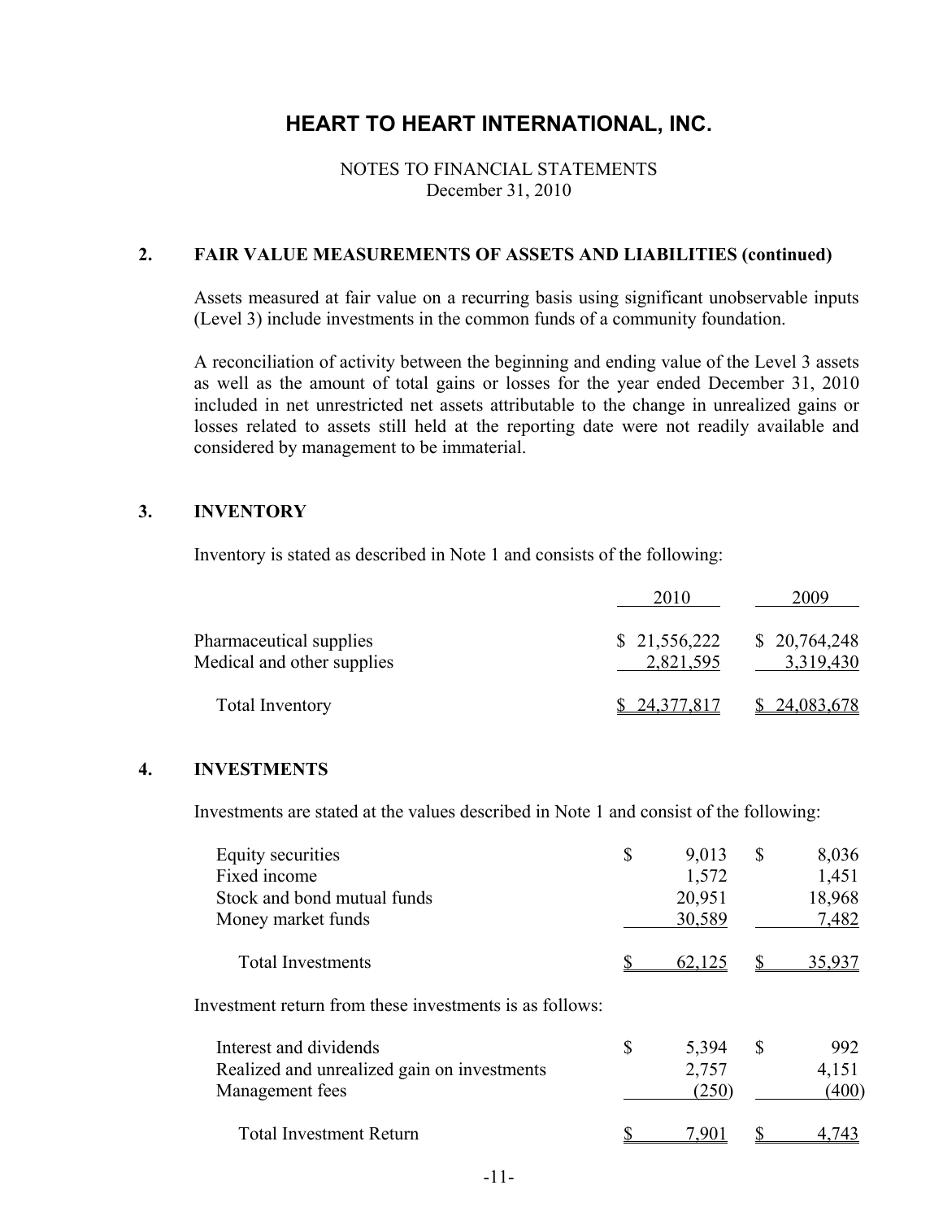# HEART TO HEART INTERNATIONAL, INC.

NOTES TO FINANCIAL STATEMENTS
December 31, 2010

## 2. FAIR VALUE MEASUREMENTS OF ASSETS AND LIABILITIES (continued)

Assets measured at fair value on a recurring basis using significant unobservable inputs (Level 3) include investments in the common funds of a community foundation.

A reconciliation of activity between the beginning and ending value of the Level 3 assets as well as the amount of total gains or losses for the year ended December 31, 2010 included in net unrestricted net assets attributable to the change in unrealized gains or losses related to assets still held at the reporting date were not readily available and considered by management to be immaterial.

## 3. INVENTORY

Inventory is stated as described in Note 1 and consists of the following:

| | 2010 | 2009 |
|---|---|---|
| Pharmaceutical supplies | $ 21,556,222 | $ 20,764,248 |
| Medical and other supplies | 2,821,595 | 3,319,430 |
| Total Inventory | $ 24,377,817 | $ 24,083,678 |

## 4. INVESTMENTS

Investments are stated at the values described in Note 1 and consist of the following:

| | 2010 | 2009 |
|---|---|---|
| Equity securities | $ 9,013 | $ 8,036 |
| Fixed income | 1,572 | 1,451 |
| Stock and bond mutual funds | 20,951 | 18,968 |
| Money market funds | 30,589 | 7,482 |
| Total Investments | $ 62,125 | $ 35,937 |

Investment return from these investments is as follows:

| | 2010 | 2009 |
|---|---|---|
| Interest and dividends | $ 5,394 | $ 992 |
| Realized and unrealized gain on investments | 2,757 | 4,151 |
| Management fees | (250) | (400) |
| Total Investment Return | $ 7,901 | $ 4,743 |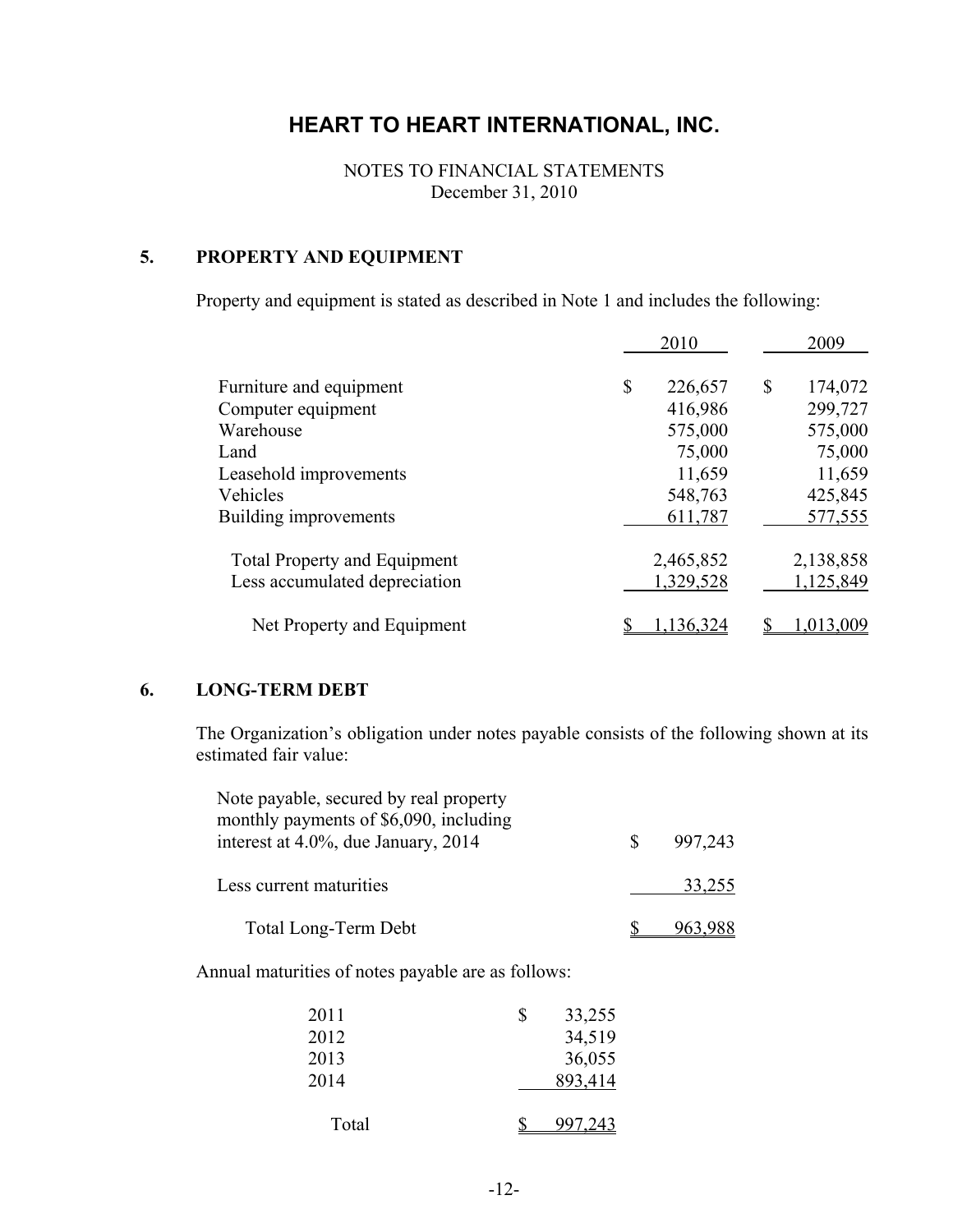# HEART TO HEART INTERNATIONAL, INC.

NOTES TO FINANCIAL STATEMENTS
December 31, 2010

## 5. PROPERTY AND EQUIPMENT

Property and equipment is stated as described in Note 1 and includes the following:

| | 2010 | 2009 |
|---|---|---|
| Furniture and equipment | $ 226,657 | $ 174,072 |
| Computer equipment | 416,986 | 299,727 |
| Warehouse | 575,000 | 575,000 |
| Land | 75,000 | 75,000 |
| Leasehold improvements | 11,659 | 11,659 |
| Vehicles | 548,763 | 425,845 |
| Building improvements | 611,787 | 577,555 |
| Total Property and Equipment | 2,465,852 | 2,138,858 |
| Less accumulated depreciation | 1,329,528 | 1,125,849 |
| Net Property and Equipment | $ 1,136,324 | $ 1,013,009 |

## 6. LONG-TERM DEBT

The Organization's obligation under notes payable consists of the following shown at its estimated fair value:

| | |
|---|---|
| Note payable, secured by real property monthly payments of $6,090, including interest at 4.0%, due January, 2014 | $ 997,243 |
| Less current maturities | 33,255 |
| Total Long-Term Debt | $ 963,988 |

Annual maturities of notes payable are as follows:

| | |
|---|---|
| 2011 | $ 33,255 |
| 2012 | 34,519 |
| 2013 | 36,055 |
| 2014 | 893,414 |
| Total | $ 997,243 |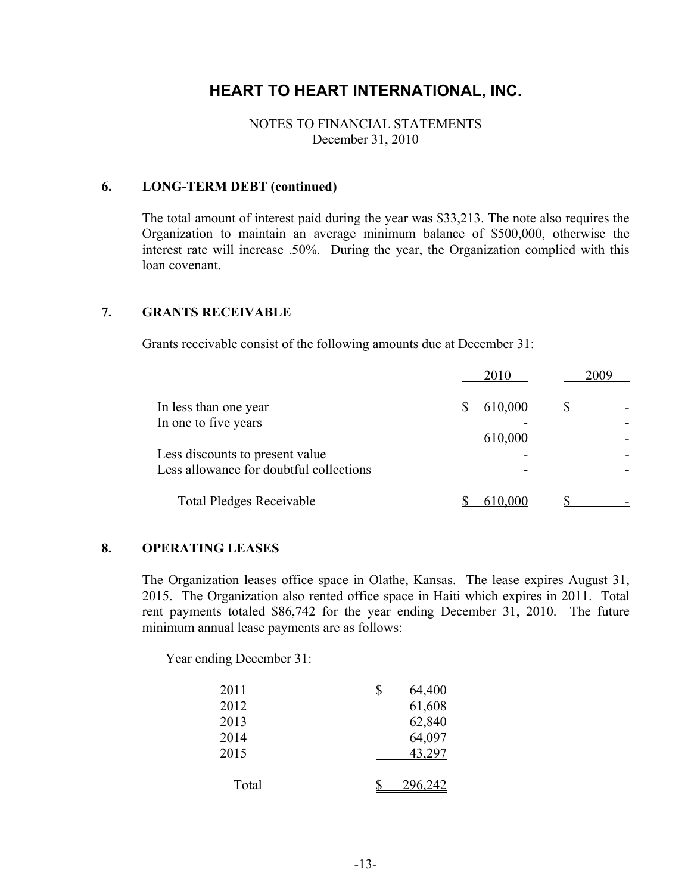# HEART TO HEART INTERNATIONAL, INC.

NOTES TO FINANCIAL STATEMENTS
December 31, 2010

## 6. LONG-TERM DEBT (continued)

The total amount of interest paid during the year was $33,213. The note also requires the Organization to maintain an average minimum balance of $500,000, otherwise the interest rate will increase .50%. During the year, the Organization complied with this loan covenant.

## 7. GRANTS RECEIVABLE

Grants receivable consist of the following amounts due at December 31:

| | 2010 | 2009 |
|---|---|---|
| In less than one year | $ 610,000 | $ - |
| In one to five years | - | - |
| | 610,000 | - |
| Less discounts to present value | - | - |
| Less allowance for doubtful collections | - | - |
| Total Pledges Receivable | $ 610,000 | $ - |

## 8. OPERATING LEASES

The Organization leases office space in Olathe, Kansas. The lease expires August 31, 2015. The Organization also rented office space in Haiti which expires in 2011. Total rent payments totaled $86,742 for the year ending December 31, 2010. The future minimum annual lease payments are as follows:

Year ending December 31:

| | |
|---|---|
| 2011 | $ 64,400 |
| 2012 | 61,608 |
| 2013 | 62,840 |
| 2014 | 64,097 |
| 2015 | 43,297 |
| Total | $ 296,242 |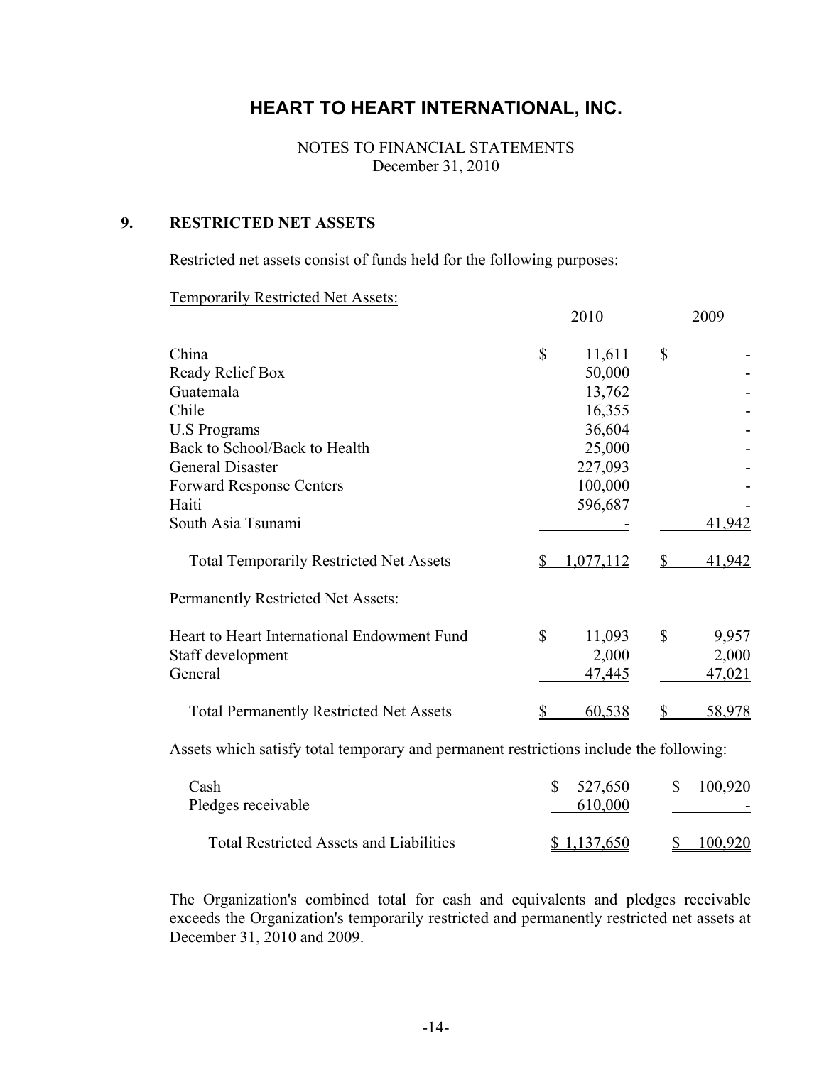# HEART TO HEART INTERNATIONAL, INC.

NOTES TO FINANCIAL STATEMENTS
December 31, 2010

## 9. RESTRICTED NET ASSETS

Restricted net assets consist of funds held for the following purposes:

Temporarily Restricted Net Assets:

| | 2010 | 2009 |
|---|---|---|
| China | $ 11,611 | $ - |
| Ready Relief Box | 50,000 | - |
| Guatemala | 13,762 | - |
| Chile | 16,355 | - |
| U.S Programs | 36,604 | - |
| Back to School/Back to Health | 25,000 | - |
| General Disaster | 227,093 | - |
| Forward Response Centers | 100,000 | - |
| Haiti | 596,687 | - |
| South Asia Tsunami | - | 41,942 |
| Total Temporarily Restricted Net Assets | $ 1,077,112 | $ 41,942 |

Permanently Restricted Net Assets:

| | 2010 | 2009 |
|---|---|---|
| Heart to Heart International Endowment Fund | $ 11,093 | $ 9,957 |
| Staff development | 2,000 | 2,000 |
| General | 47,445 | 47,021 |
| Total Permanently Restricted Net Assets | $ 60,538 | $ 58,978 |

Assets which satisfy total temporary and permanent restrictions include the following:

| | 2010 | 2009 |
|---|---|---|
| Cash | $ 527,650 | $ 100,920 |
| Pledges receivable | 610,000 | - |
| Total Restricted Assets and Liabilities | $ 1,137,650 | $ 100,920 |

The Organization's combined total for cash and equivalents and pledges receivable exceeds the Organization's temporarily restricted and permanently restricted net assets at December 31, 2010 and 2009.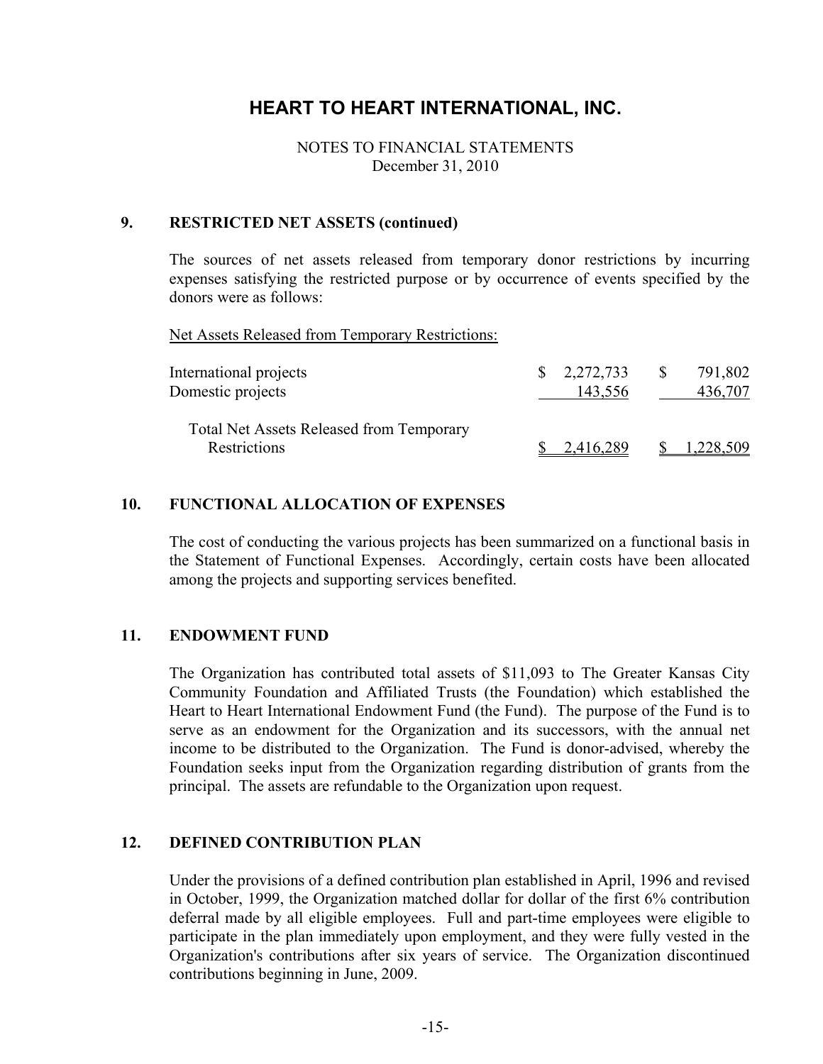# HEART TO HEART INTERNATIONAL, INC.

NOTES TO FINANCIAL STATEMENTS
December 31, 2010

## 9. RESTRICTED NET ASSETS (continued)

The sources of net assets released from temporary donor restrictions by incurring expenses satisfying the restricted purpose or by occurrence of events specified by the donors were as follows:

Net Assets Released from Temporary Restrictions:

| | | |
|---|---|---|
| International projects | $ 2,272,733 | $ 791,802 |
| Domestic projects | 143,556 | 436,707 |
| Total Net Assets Released from Temporary Restrictions | $ 2,416,289 | $ 1,228,509 |

## 10. FUNCTIONAL ALLOCATION OF EXPENSES

The cost of conducting the various projects has been summarized on a functional basis in the Statement of Functional Expenses. Accordingly, certain costs have been allocated among the projects and supporting services benefited.

## 11. ENDOWMENT FUND

The Organization has contributed total assets of $11,093 to The Greater Kansas City Community Foundation and Affiliated Trusts (the Foundation) which established the Heart to Heart International Endowment Fund (the Fund). The purpose of the Fund is to serve as an endowment for the Organization and its successors, with the annual net income to be distributed to the Organization. The Fund is donor-advised, whereby the Foundation seeks input from the Organization regarding distribution of grants from the principal. The assets are refundable to the Organization upon request.

## 12. DEFINED CONTRIBUTION PLAN

Under the provisions of a defined contribution plan established in April, 1996 and revised in October, 1999, the Organization matched dollar for dollar of the first 6% contribution deferral made by all eligible employees. Full and part-time employees were eligible to participate in the plan immediately upon employment, and they were fully vested in the Organization's contributions after six years of service. The Organization discontinued contributions beginning in June, 2009.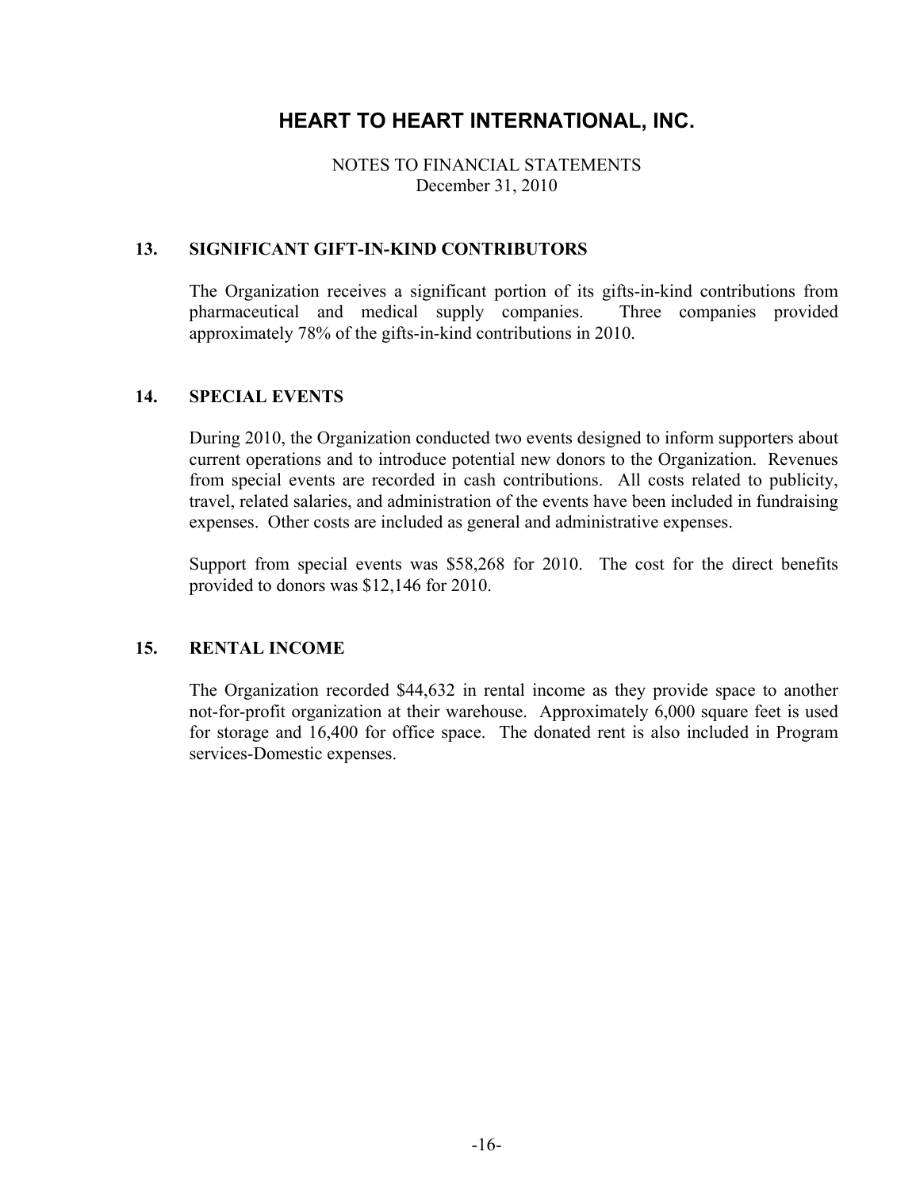# HEART TO HEART INTERNATIONAL, INC.

NOTES TO FINANCIAL STATEMENTS
December 31, 2010

## 13. SIGNIFICANT GIFT-IN-KIND CONTRIBUTORS

The Organization receives a significant portion of its gifts-in-kind contributions from pharmaceutical and medical supply companies. Three companies provided approximately 78% of the gifts-in-kind contributions in 2010.

## 14. SPECIAL EVENTS

During 2010, the Organization conducted two events designed to inform supporters about current operations and to introduce potential new donors to the Organization. Revenues from special events are recorded in cash contributions. All costs related to publicity, travel, related salaries, and administration of the events have been included in fundraising expenses. Other costs are included as general and administrative expenses.

Support from special events was $58,268 for 2010. The cost for the direct benefits provided to donors was $12,146 for 2010.

## 15. RENTAL INCOME

The Organization recorded $44,632 in rental income as they provide space to another not-for-profit organization at their warehouse. Approximately 6,000 square feet is used for storage and 16,400 for office space. The donated rent is also included in Program services-Domestic expenses.